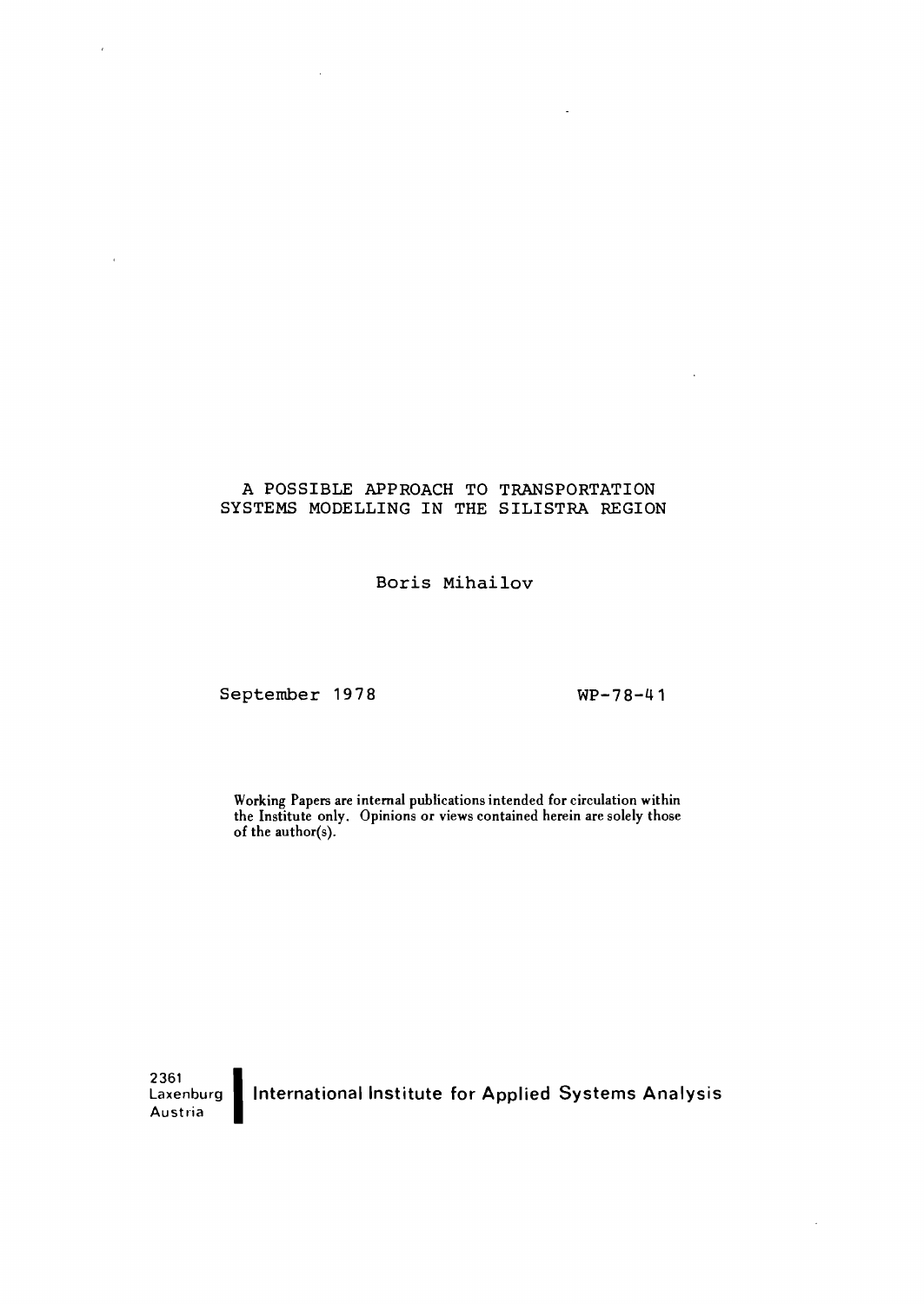# A POSSIBLE APPROACH TO TRANSPORTATION SYSTEMS MODELLING IN THE SILISTRA REGION

Boris Mihailov

September 1978

WP-78-41

*Working Papers are internal publications intended for circulation within the Institute only. Opinions or views contained herein are solely those of the author(s).*

2361
Laxenburg
Austria

**International Institute for Applied Systems Analysis**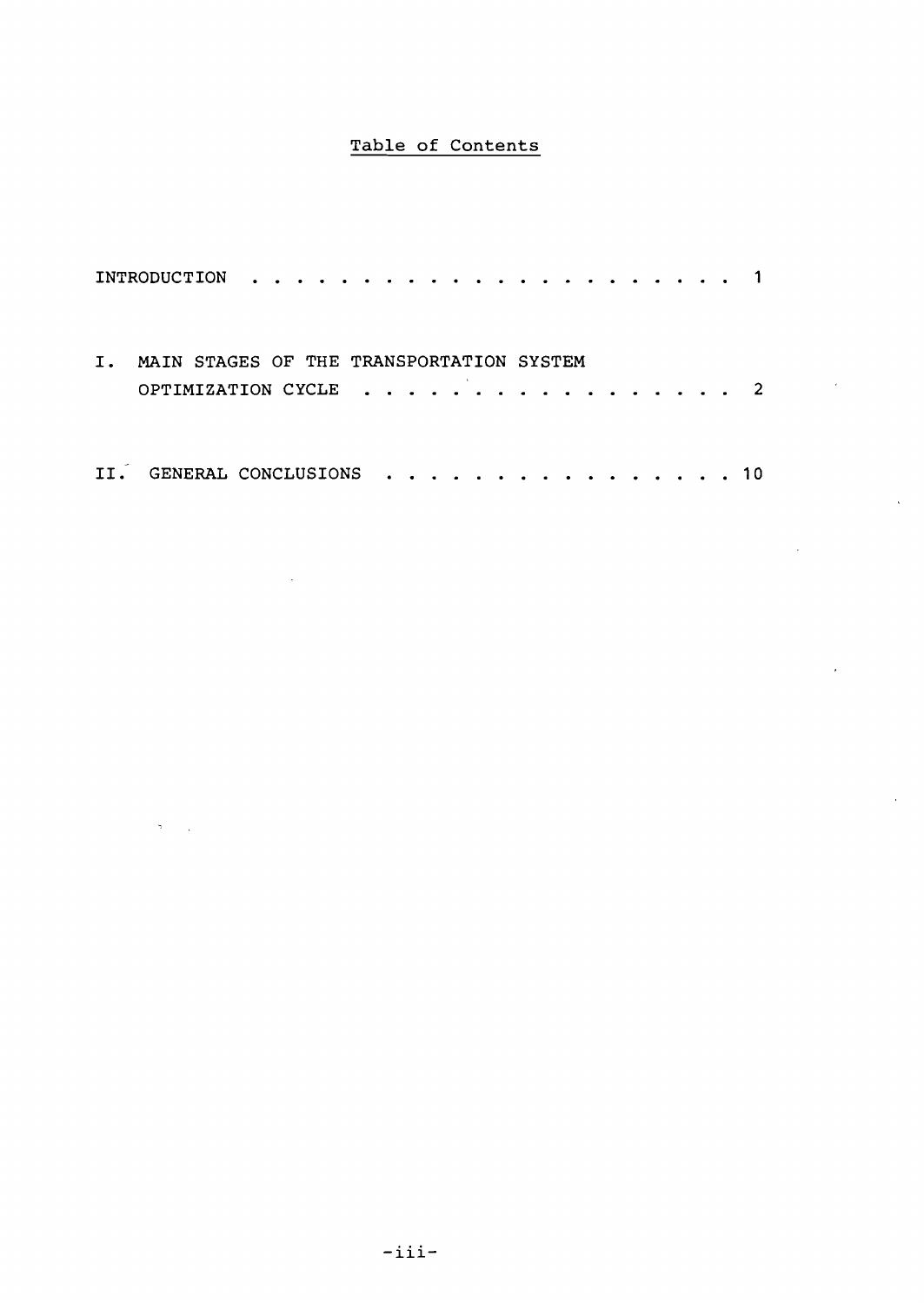# Table of Contents

INTRODUCTION . . . . . . . . . . . . . . . . . . . . . . 1

I. MAIN STAGES OF THE TRANSPORTATION SYSTEM OPTIMIZATION CYCLE . . . . . . . . . . . . . . . . . 2

II. GENERAL CONCLUSIONS . . . . . . . . . . . . . . . . . 10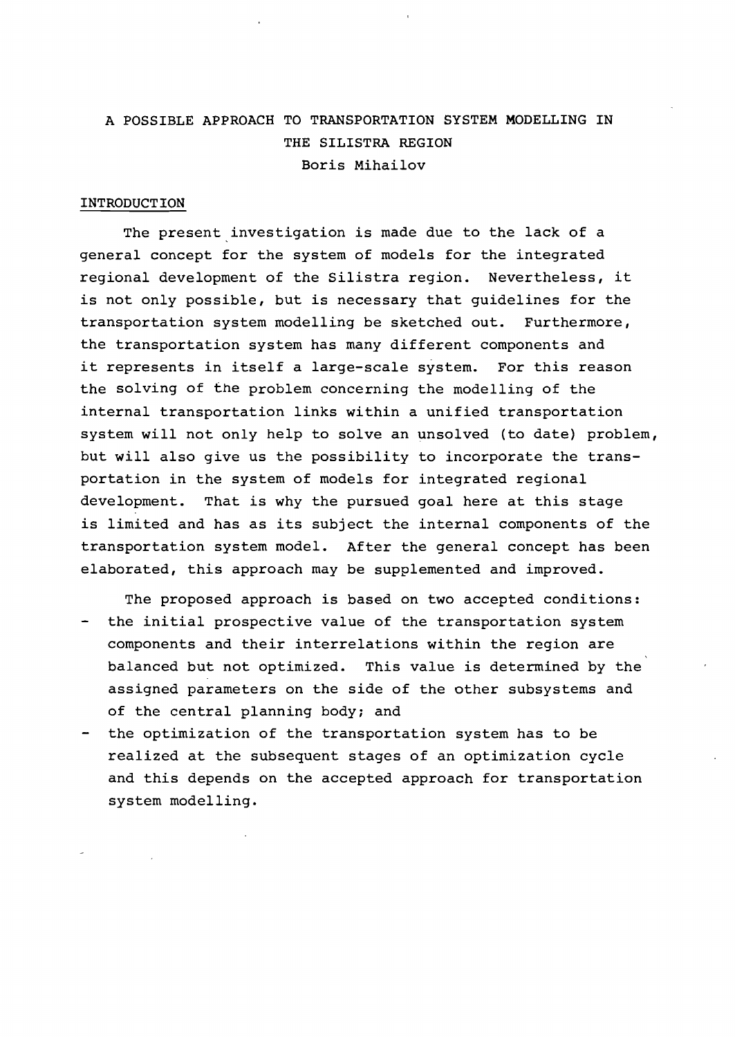# A POSSIBLE APPROACH TO TRANSPORTATION SYSTEM MODELLING IN THE SILISTRA REGION

Boris Mihailov

## INTRODUCTION

The present investigation is made due to the lack of a general concept for the system of models for the integrated regional development of the Silistra region. Nevertheless, it is not only possible, but is necessary that guidelines for the transportation system modelling be sketched out. Furthermore, the transportation system has many different components and it represents in itself a large-scale system. For this reason the solving of the problem concerning the modelling of the internal transportation links within a unified transportation system will not only help to solve an unsolved (to date) problem, but will also give us the possibility to incorporate the transportation in the system of models for integrated regional development. That is why the pursued goal here at this stage is limited and has as its subject the internal components of the transportation system model. After the general concept has been elaborated, this approach may be supplemented and improved.

The proposed approach is based on two accepted conditions:

- the initial prospective value of the transportation system components and their interrelations within the region are balanced but not optimized. This value is determined by the assigned parameters on the side of the other subsystems and of the central planning body; and
- the optimization of the transportation system has to be realized at the subsequent stages of an optimization cycle and this depends on the accepted approach for transportation system modelling.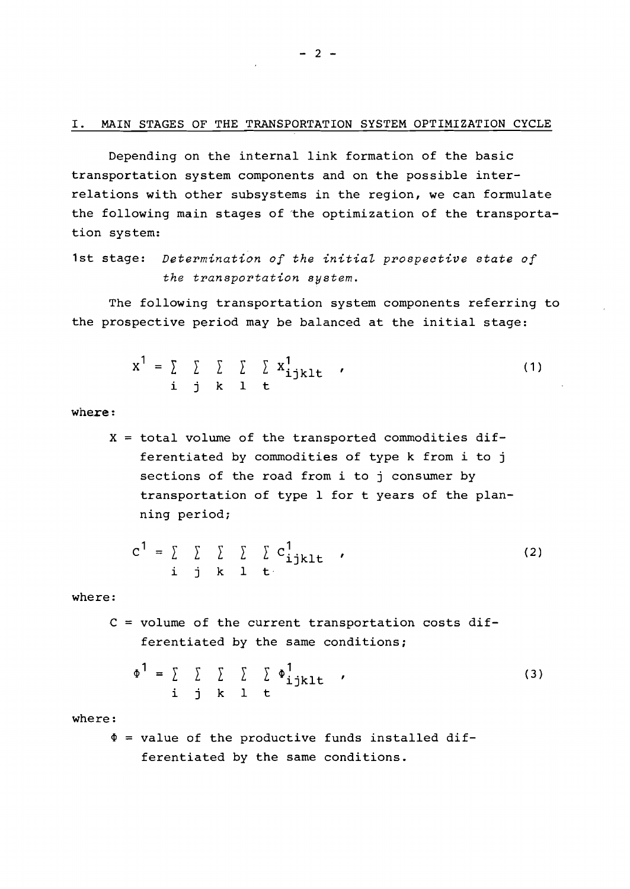## I. MAIN STAGES OF THE TRANSPORTATION SYSTEM OPTIMIZATION CYCLE

Depending on the internal link formation of the basic transportation system components and on the possible interrelations with other subsystems in the region, we can formulate the following main stages of the optimization of the transportation system:

1st stage: *Determination of the initial prospective state of the transportation system.*

The following transportation system components referring to the prospective period may be balanced at the initial stage:

$$X^1 = \sum_i \sum_j \sum_k \sum_l \sum_t X^1_{ijklt} \quad , \tag{1}$$

where:

$X$ = total volume of the transported commodities differentiated by commodities of type k from i to j sections of the road from i to j consumer by transportation of type l for t years of the planning period;

$$C^1 = \sum_i \sum_j \sum_k \sum_l \sum_t C^1_{ijklt} \quad , \tag{2}$$

where:

$C$ = volume of the current transportation costs differentiated by the same conditions;

$$\Phi^1 = \sum_i \sum_j \sum_k \sum_l \sum_t \Phi^1_{ijklt} \quad , \tag{3}$$

where:

$\Phi$ = value of the productive funds installed differentiated by the same conditions.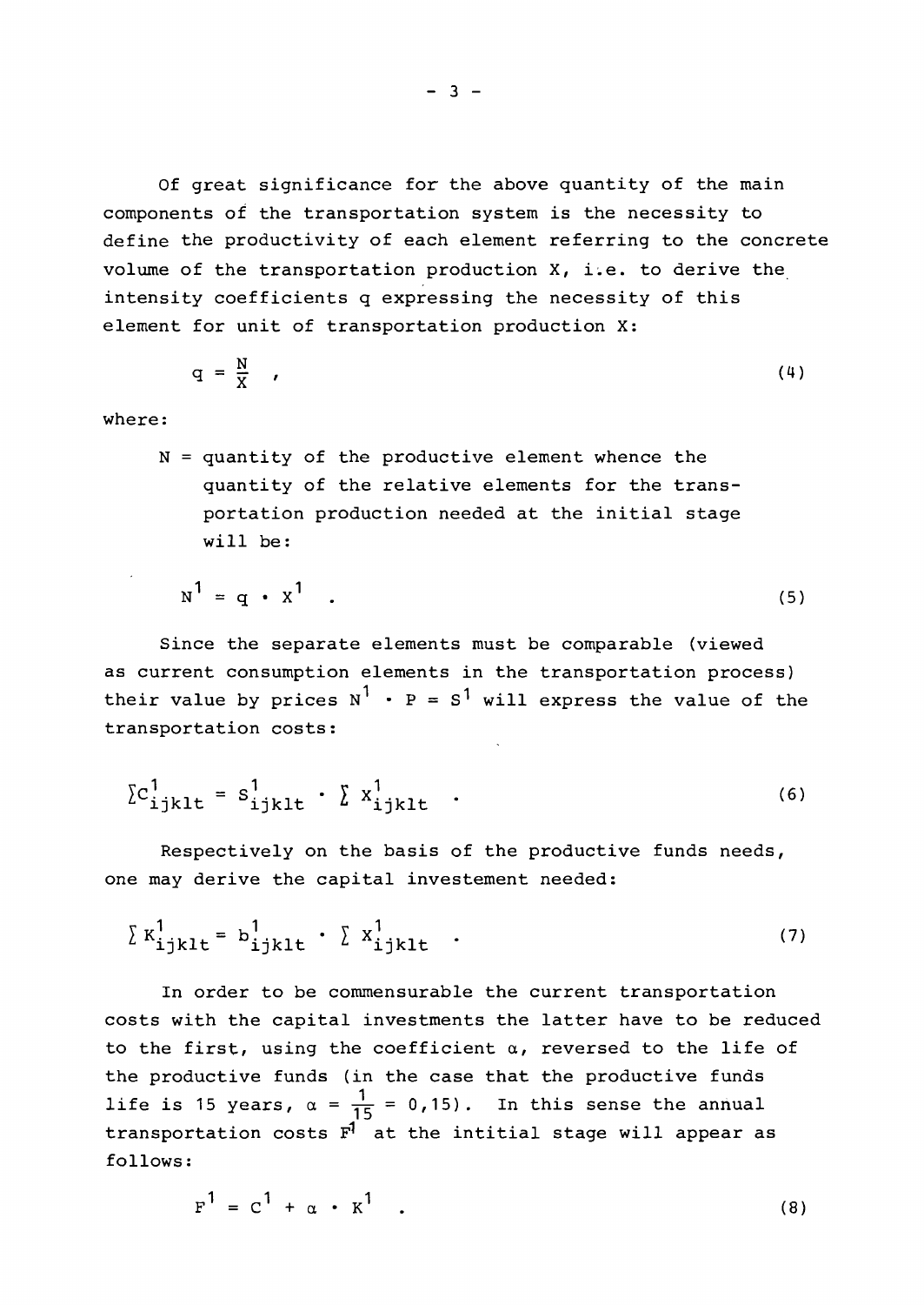Of great significance for the above quantity of the main components of the transportation system is the necessity to define the productivity of each element referring to the concrete volume of the transportation production X, i.e. to derive the intensity coefficients q expressing the necessity of this element for unit of transportation production X:

$$q = \frac{N}{X} \quad , \tag{4}$$

where:

N = quantity of the productive element whence the quantity of the relative elements for the transportation production needed at the initial stage will be:

$$N^1 = q \cdot X^1 \quad . \tag{5}$$

Since the separate elements must be comparable (viewed as current consumption elements in the transportation process) their value by prices $N^1 \cdot P = S^1$ will express the value of the transportation costs:

$$\sum C^1_{ijklt} = S^1_{ijklt} \cdot \sum X^1_{ijklt} \quad . \tag{6}$$

Respectively on the basis of the productive funds needs, one may derive the capital investement needed:

$$\sum K^1_{ijklt} = b^1_{ijklt} \cdot \sum X^1_{ijklt} \quad . \tag{7}$$

In order to be commensurable the current transportation costs with the capital investments the latter have to be reduced to the first, using the coefficient $\alpha$, reversed to the life of the productive funds (in the case that the productive funds life is 15 years, $\alpha = \frac{1}{15} = 0{,}15$). In this sense the annual transportation costs $F^1$ at the intitial stage will appear as follows:

$$F^1 = C^1 + \alpha \cdot K^1 \quad . \tag{8}$$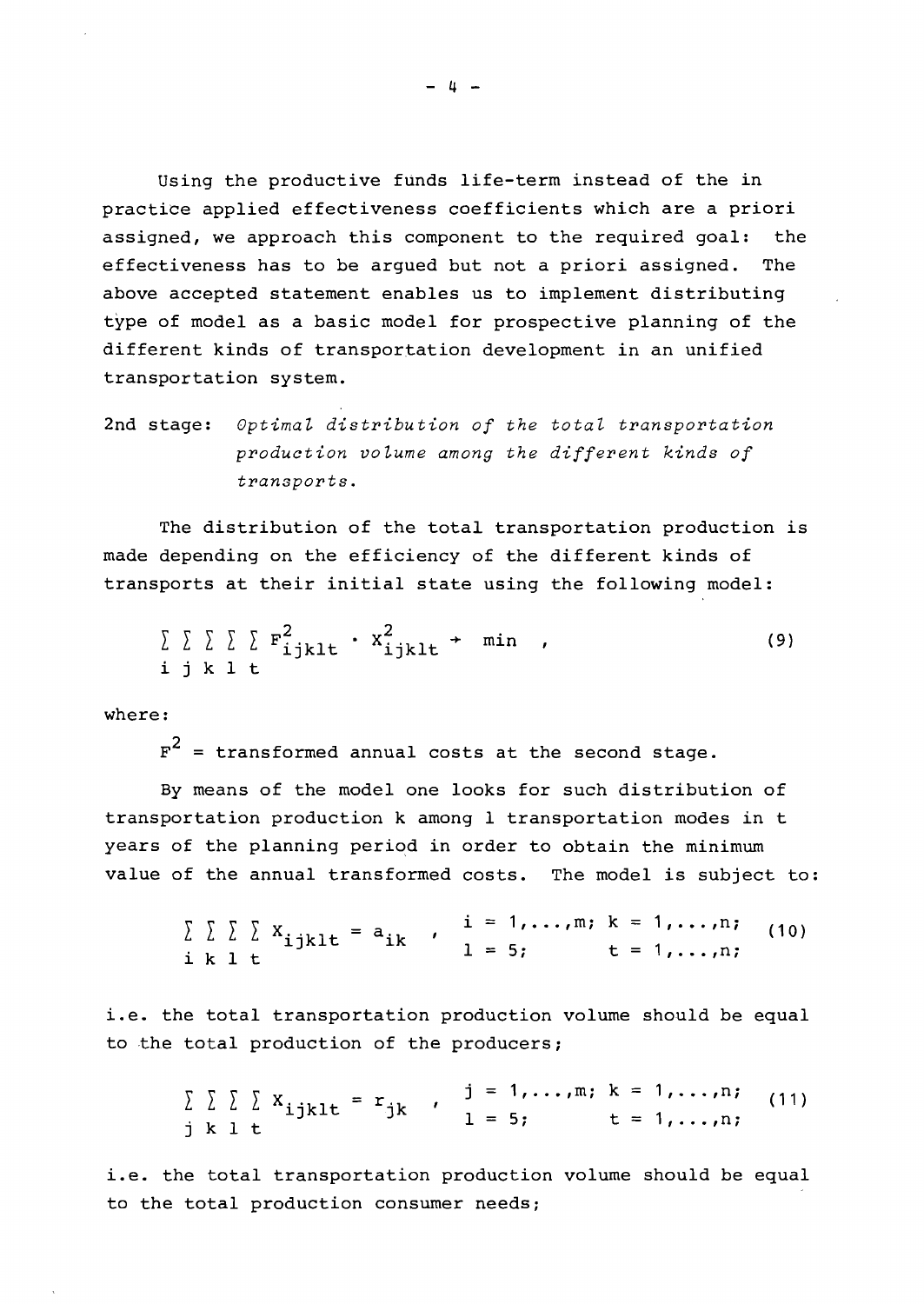Using the productive funds life-term instead of the in practice applied effectiveness coefficients which are a priori assigned, we approach this component to the required goal: the effectiveness has to be argued but not a priori assigned. The above accepted statement enables us to implement distributing type of model as a basic model for prospective planning of the different kinds of transportation development in an unified transportation system.

2nd stage: *Optimal distribution of the total transportation production volume among the different kinds of transports.*

The distribution of the total transportation production is made depending on the efficiency of the different kinds of transports at their initial state using the following model:

$$\sum_{i}\sum_{j}\sum_{k}\sum_{l}\sum_{t} F^{2}_{ijklt} \cdot X^{2}_{ijklt} \rightarrow \min \quad , \tag{9}$$

where:

$F^2$ = transformed annual costs at the second stage.

By means of the model one looks for such distribution of transportation production k among l transportation modes in t years of the planning period in order to obtain the minimum value of the annual transformed costs. The model is subject to:

$$\sum_{i}\sum_{k}\sum_{l}\sum_{t} X_{ijklt} = a_{ik} \quad , \quad \begin{array}{ll} i = 1,\ldots,m; & k = 1,\ldots,n; \\ l = 5; & t = 1,\ldots,n; \end{array} \tag{10}$$

i.e. the total transportation production volume should be equal to the total production of the producers;

$$\sum_{j}\sum_{k}\sum_{l}\sum_{t} X_{ijklt} = r_{jk} \quad , \quad \begin{array}{ll} j = 1,\ldots,m; & k = 1,\ldots,n; \\ l = 5; & t = 1,\ldots,n; \end{array} \tag{11}$$

i.e. the total transportation production volume should be equal to the total production consumer needs;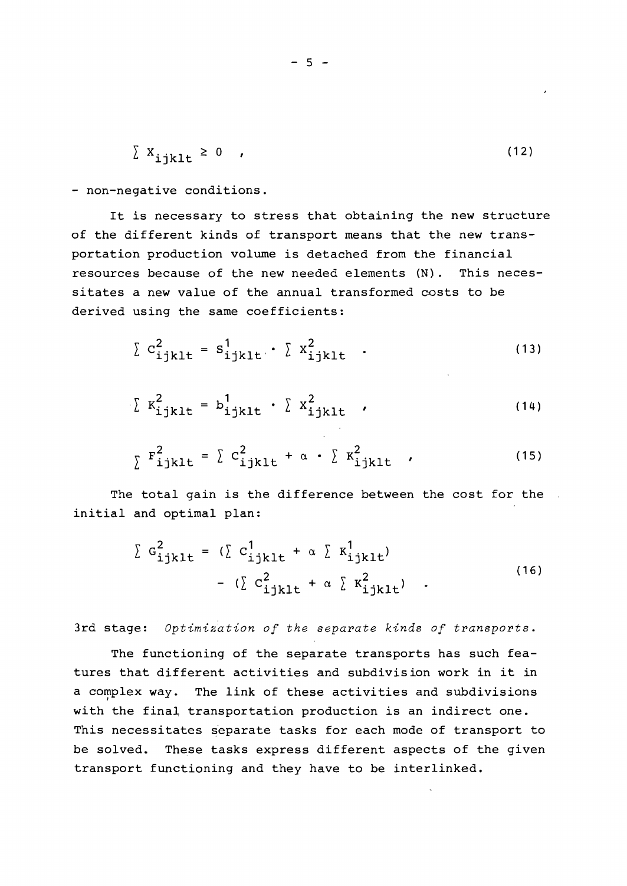$$\sum X_{ijklt} \geq 0 \quad , \tag{12}$$

- non-negative conditions.

It is necessary to stress that obtaining the new structure of the different kinds of transport means that the new transportation production volume is detached from the financial resources because of the new needed elements (N). This necessitates a new value of the annual transformed costs to be derived using the same coefficients:

$$\sum C^2_{ijklt} = S^1_{ijklt} \cdot \sum X^2_{ijklt} \quad . \tag{13}$$

$$\sum K^2_{ijklt} = b^1_{ijklt} \cdot \sum X^2_{ijklt} \quad , \tag{14}$$

$$\sum F^2_{ijklt} = \sum C^2_{ijklt} + \alpha \cdot \sum K^2_{ijklt} \quad , \tag{15}$$

The total gain is the difference between the cost for the initial and optimal plan:

$$\sum G^2_{ijklt} = (\sum C^1_{ijklt} + \alpha \sum K^1_{ijklt}) - (\sum C^2_{ijklt} + \alpha \sum K^2_{ijklt}) \quad . \tag{16}$$

3rd stage: *Optimization of the separate kinds of transports.*

The functioning of the separate transports has such features that different activities and subdivision work in it in a complex way. The link of these activities and subdivisions with the final transportation production is an indirect one. This necessitates separate tasks for each mode of transport to be solved. These tasks express different aspects of the given transport functioning and they have to be interlinked.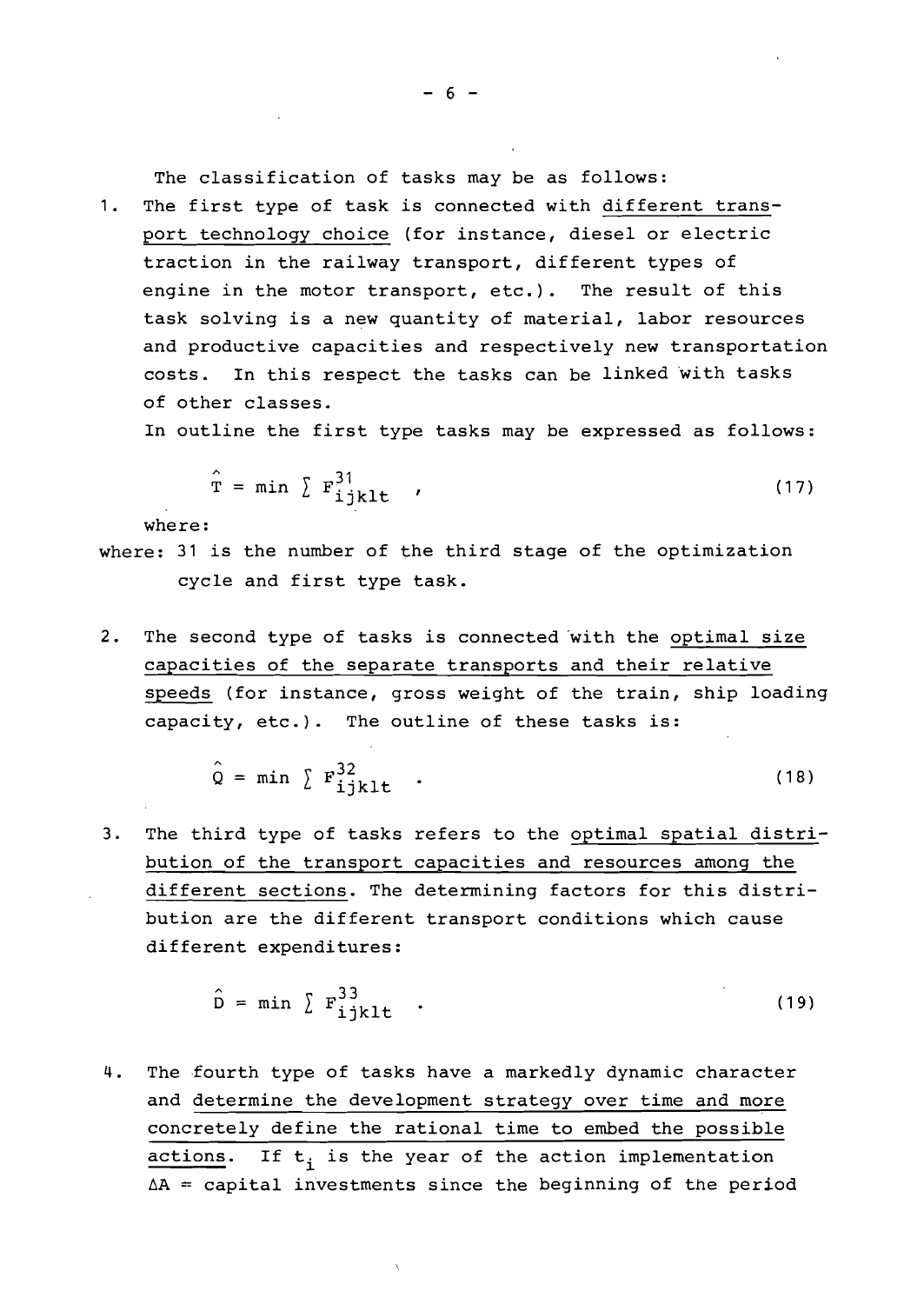The classification of tasks may be as follows:

1. The first type of task is connected with <u>different transport technology choice</u> (for instance, diesel or electric traction in the railway transport, different types of engine in the motor transport, etc.). The result of this task solving is a new quantity of material, labor resources and productive capacities and respectively new transportation costs. In this respect the tasks can be linked with tasks of other classes.

   In outline the first type tasks may be expressed as follows:

$$\hat{T} = \min \sum F^{31}_{ijklt} \quad , \tag{17}$$

where:

where: 31 is the number of the third stage of the optimization cycle and first type task.

2. The second type of tasks is connected with the <u>optimal size capacities of the separate transports and their relative speeds</u> (for instance, gross weight of the train, ship loading capacity, etc.). The outline of these tasks is:

$$\hat{Q} = \min \sum F^{32}_{ijklt} \quad . \tag{18}$$

3. The third type of tasks refers to the <u>optimal spatial distribution of the transport capacities and resources among the different sections</u>. The determining factors for this distribution are the different transport conditions which cause different expenditures:

$$\hat{D} = \min \sum F^{33}_{ijklt} \quad . \tag{19}$$

4. The fourth type of tasks have a markedly dynamic character and <u>determine the development strategy over time and more concretely define the rational time to embed the possible actions</u>. If $t_i$ is the year of the action implementation $\Delta A$ = capital investments since the beginning of the period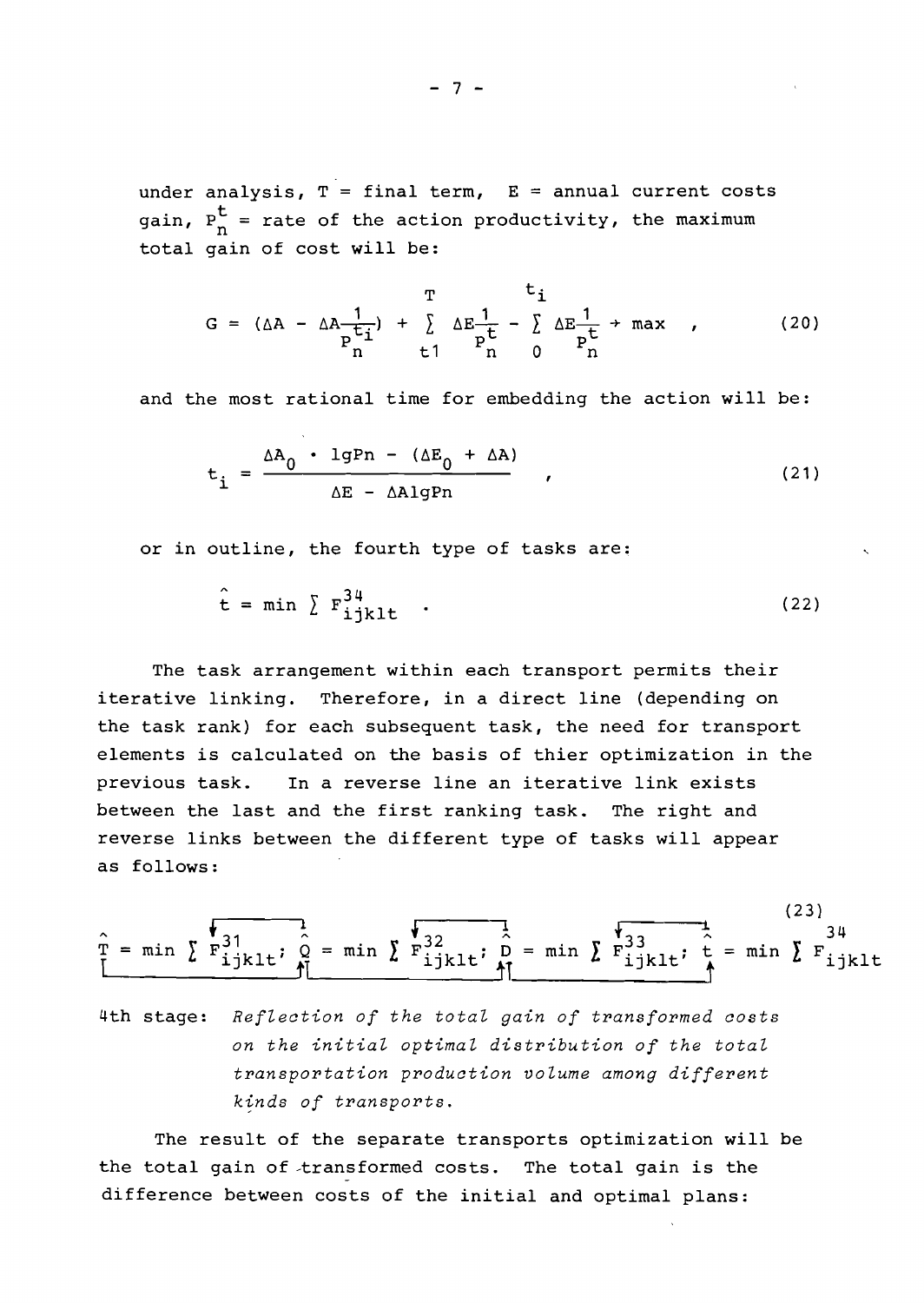under analysis, $T$ = final term, $E$ = annual current costs gain, $P_n^t$ = rate of the action productivity, the maximum total gain of cost will be:

$$G = (\Delta A - \Delta A \frac{1}{P_n^{t_i}}) + \sum_{t1}^{T} \Delta E \frac{1}{P_n^t} - \sum_{0}^{t_i} \Delta E \frac{1}{P_n^t} \rightarrow \max \quad , \tag{20}$$

and the most rational time for embedding the action will be:

$$t_i = \frac{\Delta A_0 \cdot \lg Pn - (\Delta E_0 + \Delta A)}{\Delta E - \Delta A \lg Pn} \quad , \tag{21}$$

or in outline, the fourth type of tasks are:

$$\hat{t} = \min \sum F_{ijklt}^{34} \quad . \tag{22}$$

The task arrangement within each transport permits their iterative linking. Therefore, in a direct line (depending on the task rank) for each subsequent task, the need for transport elements is calculated on the basis of thier optimization in the previous task. In a reverse line an iterative link exists between the last and the first ranking task. The right and reverse links between the different type of tasks will appear as follows:

$$\hat{T} = \min \sum F_{ijklt}^{31}; \quad \hat{Q} = \min \sum F_{ijklt}^{32}; \quad \hat{D} = \min \sum F_{ijklt}^{33}; \quad \hat{t} = \min \sum F_{ijklt}^{34} \tag{23}$$

4th stage: *Reflection of the total gain of transformed costs on the initial optimal distribution of the total transportation production volume among different kinds of transports.*

The result of the separate transports optimization will be the total gain of transformed costs. The total gain is the difference between costs of the initial and optimal plans: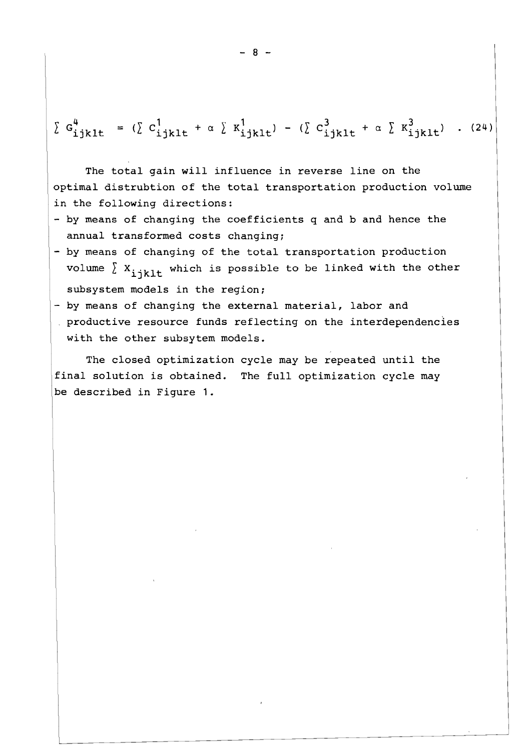$$\sum G^{4}_{ijklt} = (\sum C^{1}_{ijklt} + \alpha \sum K^{1}_{ijklt}) - (\sum C^{3}_{ijklt} + \alpha \sum K^{3}_{ijklt}) \quad . \quad (24)$$

The total gain will influence in reverse line on the optimal distrubtion of the total transportation production volume in the following directions:

- by means of changing the coefficients q and b and hence the annual transformed costs changing;
- by means of changing of the total transportation production volume $\sum X_{ijklt}$ which is possible to be linked with the other subsystem models in the region;
- by means of changing the external material, labor and productive resource funds reflecting on the interdependencies with the other subsytem models.

The closed optimization cycle may be repeated until the final solution is obtained. The full optimization cycle may be described in Figure 1.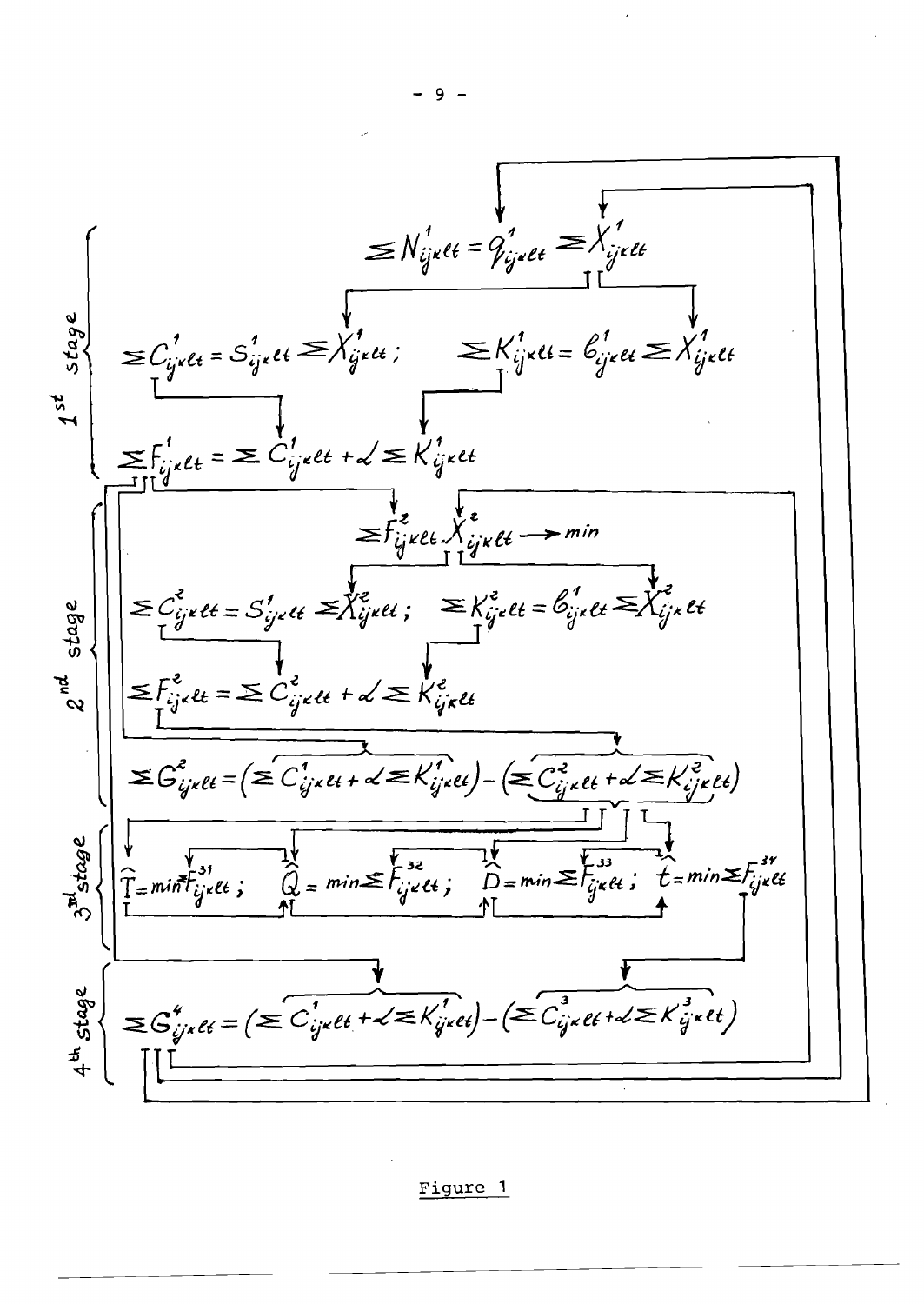**1st stage**

$$\Sigma N^{1}_{ij\kappa\ell t} = q^{1}_{ij\kappa\ell t} \Sigma X^{1}_{ij\kappa\ell t}$$

$$\Sigma C^{1}_{ij\kappa\ell t} = S^{1}_{ij\kappa\ell t} \Sigma X^{1}_{ij\kappa\ell t} ; \qquad \Sigma K^{1}_{ij\kappa\ell t} = b^{1}_{ij\kappa\ell t} \Sigma X^{1}_{ij\kappa\ell t}$$

$$\Sigma F^{1}_{ij\kappa\ell t} = \Sigma C^{1}_{ij\kappa\ell t} + \alpha \Sigma K^{1}_{ij\kappa\ell t}$$

**2nd stage**

$$\Sigma F^{2}_{ij\kappa\ell t} . X^{2}_{ij\kappa\ell t} \longrightarrow min$$

$$\Sigma C^{2}_{ij\kappa\ell t} = S^{1}_{ij\kappa\ell t} \Sigma X^{2}_{ij\kappa\ell t} ; \qquad \Sigma K^{2}_{ij\kappa\ell t} = b^{1}_{ij\kappa\ell t} \Sigma X^{2}_{ij\kappa\ell t}$$

$$\Sigma F^{2}_{ij\kappa\ell t} = \Sigma C^{2}_{ij\kappa\ell t} + \alpha \Sigma K^{2}_{ij\kappa\ell t}$$

$$\Sigma G^{2}_{ij\kappa\ell t} = \left(\Sigma C^{1}_{ij\kappa\ell t} + \alpha \Sigma K^{1}_{ij\kappa\ell t}\right) - \left(\Sigma C^{2}_{ij\kappa\ell t} + \alpha \Sigma K^{2}_{ij\kappa\ell t}\right)$$

**3rd stage**

$$\hat{T} = min \Sigma F^{31}_{ij\kappa\ell t} ; \quad \hat{Q} = min \Sigma F^{32}_{ij\kappa\ell t} ; \quad \hat{D} = min \Sigma F^{33}_{ij\kappa\ell t} ; \quad \hat{t} = min \Sigma F^{34}_{ij\kappa\ell t}$$

**4th stage**

$$\Sigma G^{4}_{ij\kappa\ell t} = \left(\Sigma C^{1}_{ij\kappa\ell t} + \alpha \Sigma K^{1}_{ij\kappa\ell t}\right) - \left(\Sigma C^{3}_{ij\kappa\ell t} + \alpha \Sigma K^{3}_{ij\kappa\ell t}\right)$$

Figure 1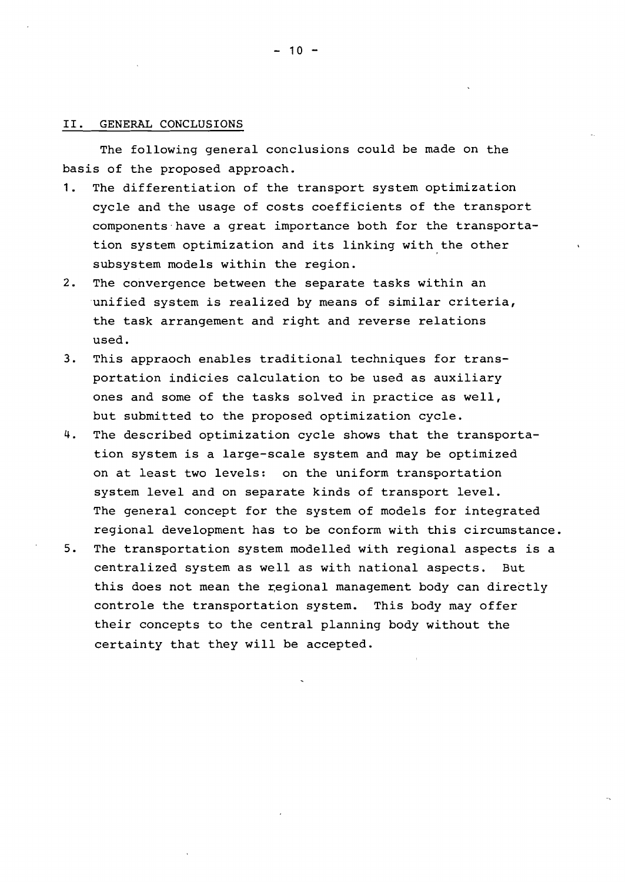## II. GENERAL CONCLUSIONS

The following general conclusions could be made on the basis of the proposed approach.

1. The differentiation of the transport system optimization cycle and the usage of costs coefficients of the transport components have a great importance both for the transportation system optimization and its linking with the other subsystem models within the region.
2. The convergence between the separate tasks within an unified system is realized by means of similar criteria, the task arrangement and right and reverse relations used.
3. This appraoch enables traditional techniques for transportation indicies calculation to be used as auxiliary ones and some of the tasks solved in practice as well, but submitted to the proposed optimization cycle.
4. The described optimization cycle shows that the transportation system is a large-scale system and may be optimized on at least two levels: on the uniform transportation system level and on separate kinds of transport level. The general concept for the system of models for integrated regional development has to be conform with this circumstance.
5. The transportation system modelled with regional aspects is a centralized system as well as with national aspects. But this does not mean the regional management body can directly controle the transportation system. This body may offer their concepts to the central planning body without the certainty that they will be accepted.